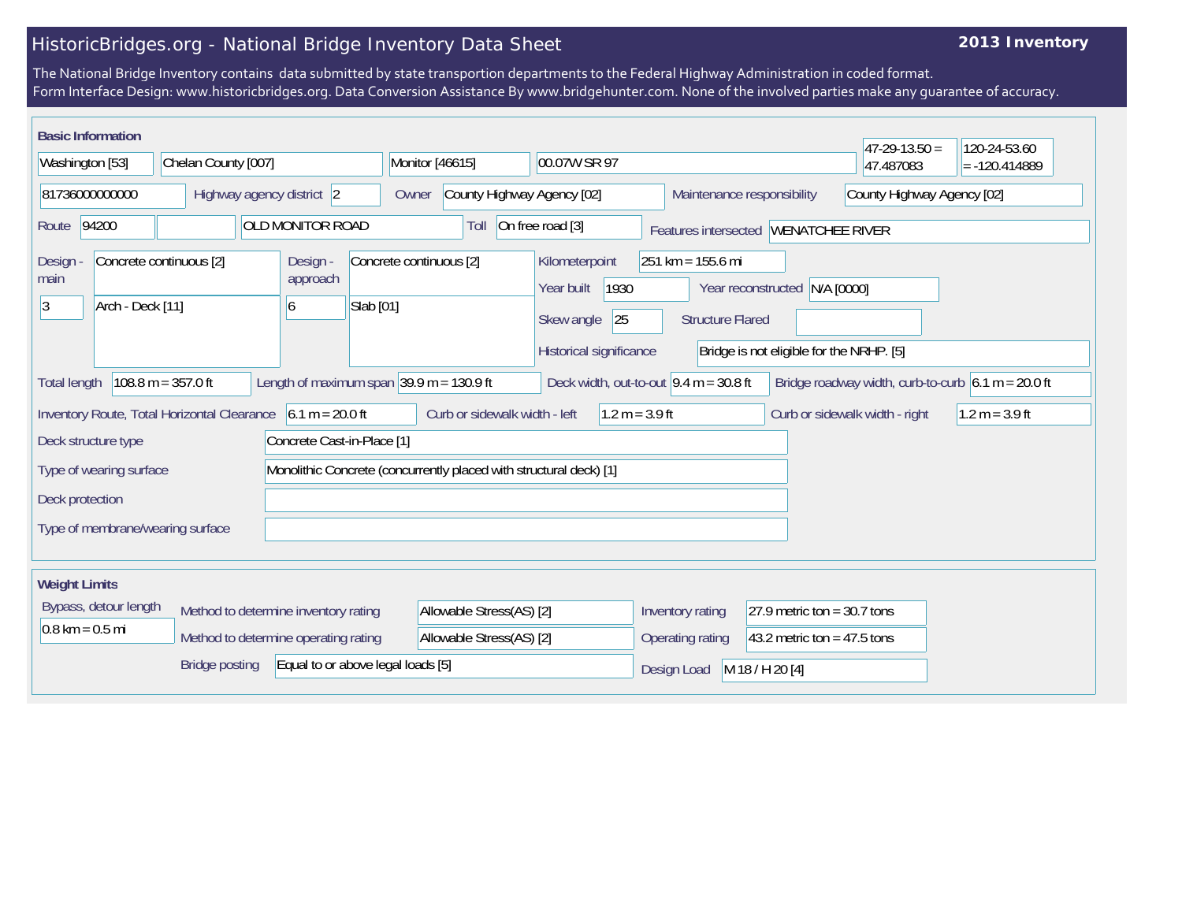# HistoricBridges.org - National Bridge Inventory Data Sheet

**2013 Inventory**

The National Bridge Inventory contains data submitted by state transportion departments to the Federal Highway Administration in coded format.
Form Interface Design: www.historicbridges.org. Data Conversion Assistance By www.bridgehunter.com. None of the involved parties make any guarantee of accuracy.

## Basic Information

| Field | Value |
|---|---|
| State | Washington [53] |
| County | Chelan County [007] |
| Place | Monitor [46615] |
| Location | 00.07W SR 97 |
| Latitude | 47-29-13.50 = 47.487083 |
| Longitude | 120-24-53.60 = -120.414889 |
| Structure Number | 81736000000000 |
| Highway agency district | 2 |
| Owner | County Highway Agency [02] |
| Maintenance responsibility | County Highway Agency [02] |
| Route | 94200 |
| Facility carried | OLD MONITOR ROAD |
| Toll | On free road [3] |
| Features intersected | WENATCHEE RIVER |
| Design - main | Concrete continuous [2] |
| Design - main (spans) | 3 |
| Design - main (type) | Arch - Deck [11] |
| Design - approach | Concrete continuous [2] |
| Design - approach (spans) | 6 |
| Design - approach (type) | Slab [01] |
| Kilometerpoint | 251 km = 155.6 mi |
| Year built | 1930 |
| Year reconstructed | N/A [0000] |
| Skew angle | 25 |
| Structure Flared | |
| Historical significance | Bridge is not eligible for the NRHP. [5] |
| Total length | 108.8 m = 357.0 ft |
| Length of maximum span | 39.9 m = 130.9 ft |
| Deck width, out-to-out | 9.4 m = 30.8 ft |
| Bridge roadway width, curb-to-curb | 6.1 m = 20.0 ft |
| Inventory Route, Total Horizontal Clearance | 6.1 m = 20.0 ft |
| Curb or sidewalk width - left | 1.2 m = 3.9 ft |
| Curb or sidewalk width - right | 1.2 m = 3.9 ft |
| Deck structure type | Concrete Cast-in-Place [1] |
| Type of wearing surface | Monolithic Concrete (concurrently placed with structural deck) [1] |
| Deck protection | |
| Type of membrane/wearing surface | |

## Weight Limits

| Field | Value |
|---|---|
| Bypass, detour length | 0.8 km = 0.5 mi |
| Method to determine inventory rating | Allowable Stress(AS) [2] |
| Method to determine operating rating | Allowable Stress(AS) [2] |
| Inventory rating | 27.9 metric ton = 30.7 tons |
| Operating rating | 43.2 metric ton = 47.5 tons |
| Bridge posting | Equal to or above legal loads [5] |
| Design Load | M 18 / H 20 [4] |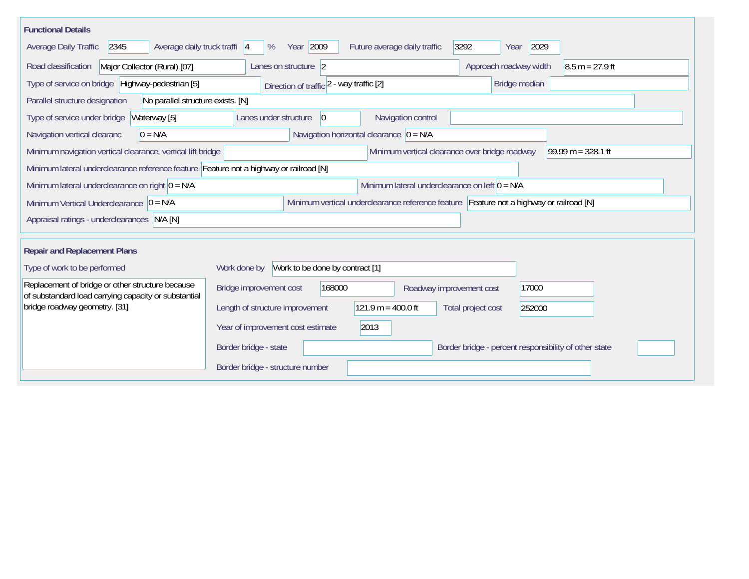## Functional Details

| Field | Value |
| --- | --- |
| Average Daily Traffic | 2345 |
| Average daily truck traffi | 4 % |
| Year | 2009 |
| Future average daily traffic | 3292 |
| Year | 2029 |
| Road classification | Major Collector (Rural) [07] |
| Lanes on structure | 2 |
| Approach roadway width | 8.5 m = 27.9 ft |
| Type of service on bridge | Highway-pedestrian [5] |
| Direction of traffic | 2 - way traffic [2] |
| Bridge median | |
| Parallel structure designation | No parallel structure exists. [N] |
| Type of service under bridge | Waterway [5] |
| Lanes under structure | 0 |
| Navigation control | |
| Navigation vertical clearanc | 0 = N/A |
| Navigation horizontal clearance | 0 = N/A |
| Minimum navigation vertical clearance, vertical lift bridge | |
| Minimum vertical clearance over bridge roadway | 99.99 m = 328.1 ft |
| Minimum lateral underclearance reference feature | Feature not a highway or railroad [N] |
| Minimum lateral underclearance on right | 0 = N/A |
| Minimum lateral underclearance on left | 0 = N/A |
| Minimum Vertical Underclearance | 0 = N/A |
| Minimum vertical underclearance reference feature | Feature not a highway or railroad [N] |
| Appraisal ratings - underclearances | N/A [N] |

## Repair and Replacement Plans

| Field | Value |
| --- | --- |
| Type of work to be performed | Replacement of bridge or other structure because of substandard load carrying capacity or substantial bridge roadway geometry. [31] |
| Work done by | Work to be done by contract [1] |
| Bridge improvement cost | 168000 |
| Roadway improvement cost | 17000 |
| Length of structure improvement | 121.9 m = 400.0 ft |
| Total project cost | 252000 |
| Year of improvement cost estimate | 2013 |
| Border bridge - state | |
| Border bridge - percent responsibility of other state | |
| Border bridge - structure number | |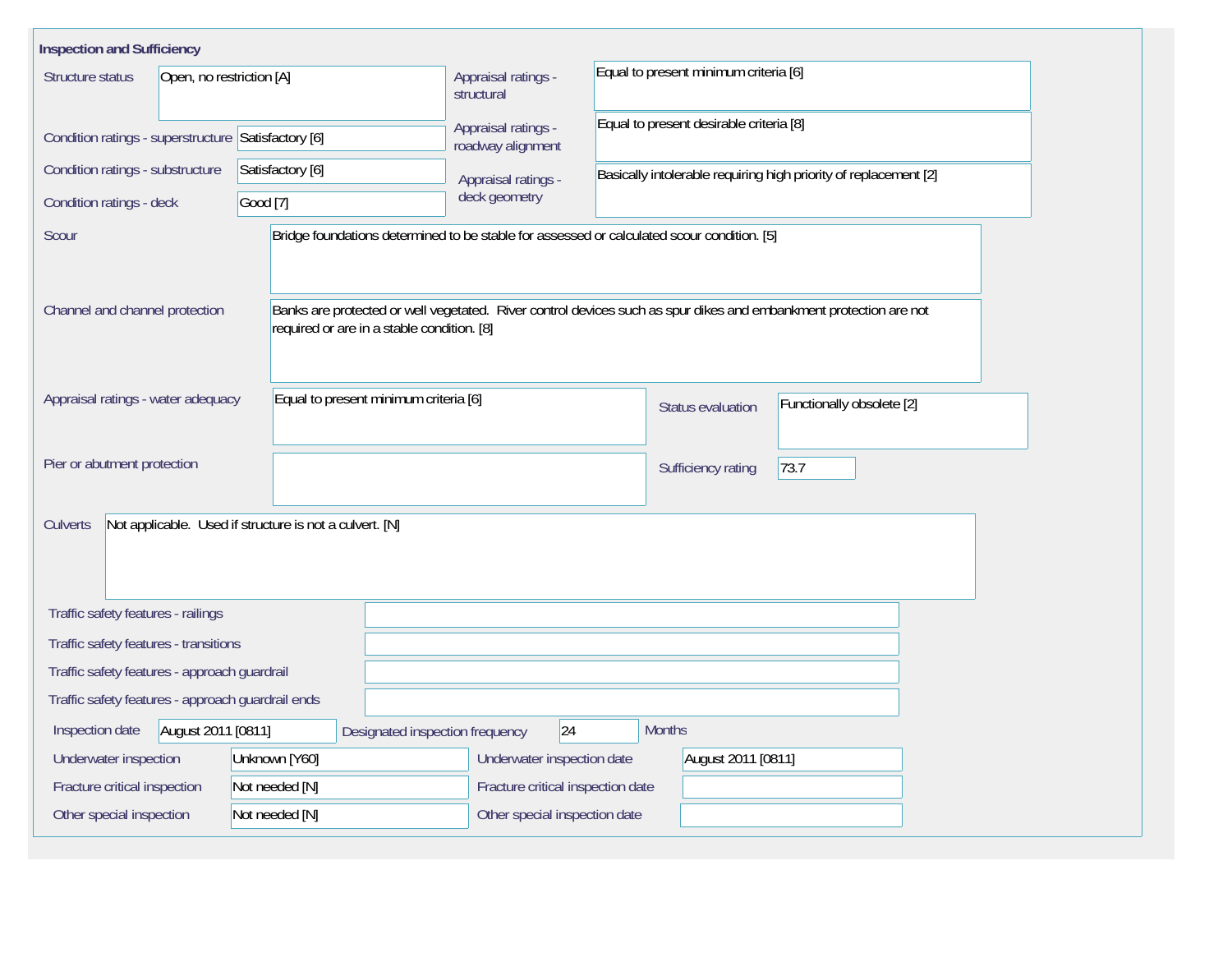## Inspection and Sufficiency

| Field | Value |
|---|---|
| Structure status | Open, no restriction [A] |
| Condition ratings - superstructure | Satisfactory [6] |
| Condition ratings - substructure | Satisfactory [6] |
| Condition ratings - deck | Good [7] |
| Appraisal ratings - structural | Equal to present minimum criteria [6] |
| Appraisal ratings - roadway alignment | Equal to present desirable criteria [8] |
| Appraisal ratings - deck geometry | Basically intolerable requiring high priority of replacement [2] |
| Scour | Bridge foundations determined to be stable for assessed or calculated scour condition. [5] |
| Channel and channel protection | Banks are protected or well vegetated. River control devices such as spur dikes and embankment protection are not required or are in a stable condition. [8] |
| Appraisal ratings - water adequacy | Equal to present minimum criteria [6] |
| Status evaluation | Functionally obsolete [2] |
| Pier or abutment protection | |
| Sufficiency rating | 73.7 |
| Culverts | Not applicable. Used if structure is not a culvert. [N] |
| Traffic safety features - railings | |
| Traffic safety features - transitions | |
| Traffic safety features - approach guardrail | |
| Traffic safety features - approach guardrail ends | |
| Inspection date | August 2011 [0811] |
| Designated inspection frequency | 24 Months |
| Underwater inspection | Unknown [Y60] |
| Underwater inspection date | August 2011 [0811] |
| Fracture critical inspection | Not needed [N] |
| Fracture critical inspection date | |
| Other special inspection | Not needed [N] |
| Other special inspection date | |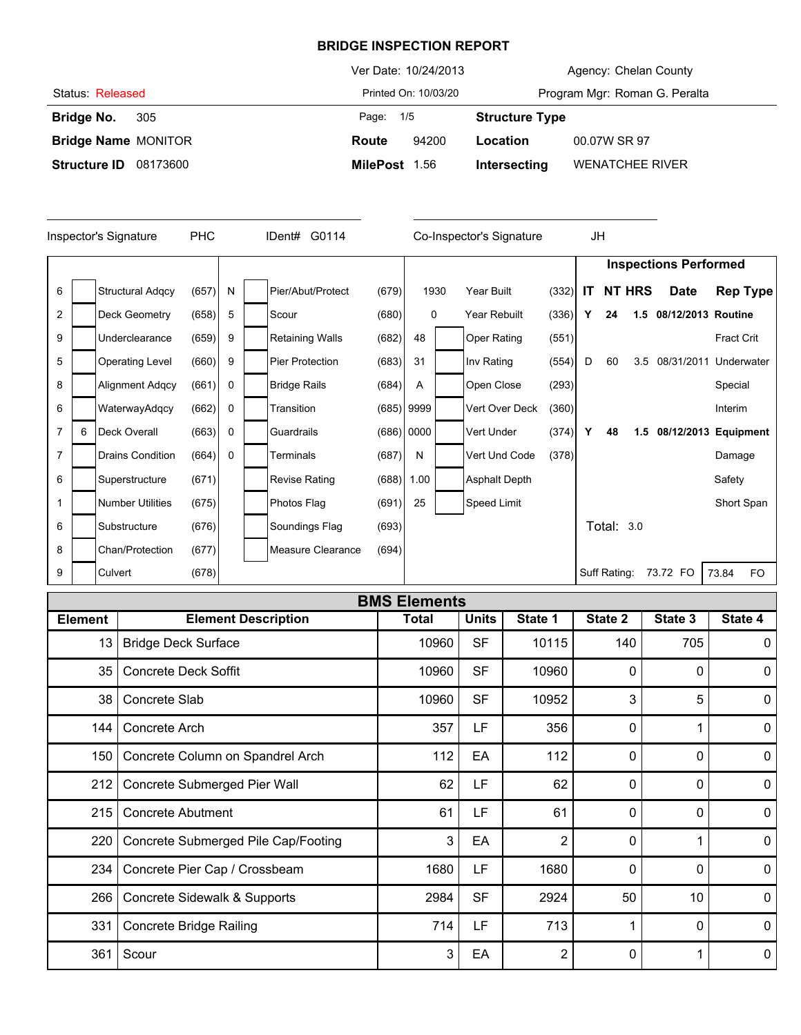# BRIDGE INSPECTION REPORT

| | | |
|---|---|---|
| Status: Released | Ver Date: 10/24/2013 | Agency: Chelan County |
| | Printed On: 10/03/20 | Program Mgr: Roman G. Peralta |

| | | | | | |
|---|---|---|---|---|---|
| **Bridge No.** | 305 | Page: | 1/5 | **Structure Type** | |
| **Bridge Name** | MONITOR | **Route** | 94200 | **Location** | 00.07W SR 97 |
| **Structure ID** | 08173600 | **MilePost** | 1.56 | **Intersecting** | WENATCHEE RIVER |

Inspector's Signature PHC IDent# G0114 Co-Inspector's Signature JH

| | | | | | | | | | | | |
|---|---|---|---|---|---|---|---|---|---|---|---|
| 6 | | Structural Adqcy | (657) | N | | Pier/Abut/Protect | (679) | 1930 | | Year Built | (332) |
| 2 | | Deck Geometry | (658) | 5 | | Scour | (680) | 0 | | Year Rebuilt | (336) |
| 9 | | Underclearance | (659) | 9 | | Retaining Walls | (682) | 48 | | Oper Rating | (551) |
| 5 | | Operating Level | (660) | 9 | | Pier Protection | (683) | 31 | | Inv Rating | (554) |
| 8 | | Alignment Adqcy | (661) | 0 | | Bridge Rails | (684) | A | | Open Close | (293) |
| 6 | | WaterwayAdqcy | (662) | 0 | | Transition | (685) | 9999 | | Vert Over Deck | (360) |
| 7 | 6 | Deck Overall | (663) | 0 | | Guardrails | (686) | 0000 | | Vert Under | (374) |
| 7 | | Drains Condition | (664) | 0 | | Terminals | (687) | N | | Vert Und Code | (378) |
| 6 | | Superstructure | (671) | | | Revise Rating | (688) | 1.00 | | Asphalt Depth | |
| 1 | | Number Utilities | (675) | | | Photos Flag | (691) | 25 | | Speed Limit | |
| 6 | | Substructure | (676) | | | Soundings Flag | (693) | | | | |
| 8 | | Chan/Protection | (677) | | | Measure Clearance | (694) | | | | |
| 9 | | Culvert | (678) | | | | | | | | |

**Inspections Performed**

| IT | NT | HRS | Date | Rep Type |
|---|---|---|---|---|
| Y | 24 | 1.5 | 08/12/2013 | Routine |
| | | | | Fract Crit |
| D | 60 | 3.5 | 08/31/2011 | Underwater |
| | | | | Special |
| | | | | Interim |
| Y | 48 | 1.5 | 08/12/2013 | Equipment |
| | | | | Damage |
| | | | | Safety |
| | | | | Short Span |

Total: 3.0

Suff Rating: 73.72 FO | 73.84 FO

## BMS Elements

| Element | Element Description | Total | Units | State 1 | State 2 | State 3 | State 4 |
|---|---|---|---|---|---|---|---|
| 13 | Bridge Deck Surface | 10960 | SF | 10115 | 140 | 705 | 0 |
| 35 | Concrete Deck Soffit | 10960 | SF | 10960 | 0 | 0 | 0 |
| 38 | Concrete Slab | 10960 | SF | 10952 | 3 | 5 | 0 |
| 144 | Concrete Arch | 357 | LF | 356 | 0 | 1 | 0 |
| 150 | Concrete Column on Spandrel Arch | 112 | EA | 112 | 0 | 0 | 0 |
| 212 | Concrete Submerged Pier Wall | 62 | LF | 62 | 0 | 0 | 0 |
| 215 | Concrete Abutment | 61 | LF | 61 | 0 | 0 | 0 |
| 220 | Concrete Submerged Pile Cap/Footing | 3 | EA | 2 | 0 | 1 | 0 |
| 234 | Concrete Pier Cap / Crossbeam | 1680 | LF | 1680 | 0 | 0 | 0 |
| 266 | Concrete Sidewalk & Supports | 2984 | SF | 2924 | 50 | 10 | 0 |
| 331 | Concrete Bridge Railing | 714 | LF | 713 | 1 | 0 | 0 |
| 361 | Scour | 3 | EA | 2 | 0 | 1 | 0 |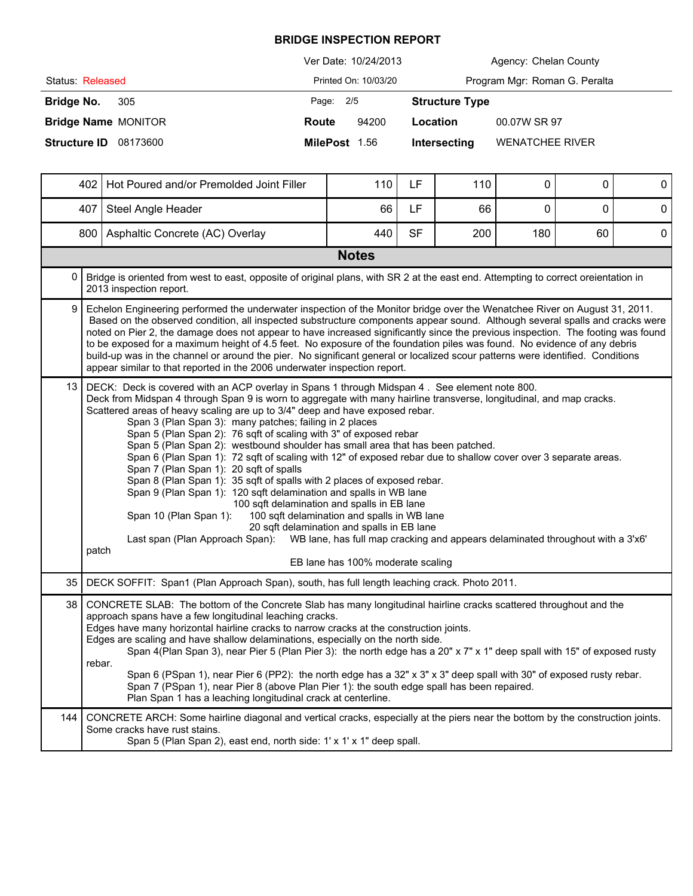# BRIDGE INSPECTION REPORT

| | | | |
|---|---|---|---|
| | Ver Date: 10/24/2013 | | Agency: Chelan County |
| Status: Released | Printed On: 10/03/20 | | Program Mgr: Roman G. Peralta |
| **Bridge No.** 305 | Page: 2/5 | **Structure Type** | |
| **Bridge Name** MONITOR | **Route** 94200 | **Location** | 00.07W SR 97 |
| **Structure ID** 08173600 | **MilePost** 1.56 | **Intersecting** | WENATCHEE RIVER |

| | | | | | | | |
|---|---|---|---|---|---|---|---|
| 402 | Hot Poured and/or Premolded Joint Filler | 110 | LF | 110 | 0 | 0 | 0 |
| 407 | Steel Angle Header | 66 | LF | 66 | 0 | 0 | 0 |
| 800 | Asphaltic Concrete (AC) Overlay | 440 | SF | 200 | 180 | 60 | 0 |

## Notes

| | |
|---|---|
| 0 | Bridge is oriented from west to east, opposite of original plans, with SR 2 at the east end. Attempting to correct oreientation in 2013 inspection report. |
| 9 | Echelon Engineering performed the underwater inspection of the Monitor bridge over the Wenatchee River on August 31, 2011. Based on the observed condition, all inspected substructure components appear sound. Although several spalls and cracks were noted on Pier 2, the damage does not appear to have increased significantly since the previous inspection. The footing was found to be exposed for a maximum height of 4.5 feet. No exposure of the foundation piles was found. No evidence of any debris build-up was in the channel or around the pier. No significant general or localized scour patterns were identified. Conditions appear similar to that reported in the 2006 underwater inspection report. |
| 13 | DECK: Deck is covered with an ACP overlay in Spans 1 through Midspan 4 . See element note 800.<br>Deck from Midspan 4 through Span 9 is worn to aggregate with many hairline transverse, longitudinal, and map cracks.<br>Scattered areas of heavy scaling are up to 3/4" deep and have exposed rebar.<br>Span 3 (Plan Span 3): many patches; failing in 2 places<br>Span 5 (Plan Span 2): 76 sqft of scaling with 3" of exposed rebar<br>Span 5 (Plan Span 2): westbound shoulder has small area that has been patched.<br>Span 6 (Plan Span 1): 72 sqft of scaling with 12" of exposed rebar due to shallow cover over 3 separate areas.<br>Span 7 (Plan Span 1): 20 sqft of spalls<br>Span 8 (Plan Span 1): 35 sqft of spalls with 2 places of exposed rebar.<br>Span 9 (Plan Span 1): 120 sqft delamination and spalls in WB lane<br>100 sqft delamination and spalls in EB lane<br>Span 10 (Plan Span 1): 100 sqft delamination and spalls in WB lane<br>20 sqft delamination and spalls in EB lane<br>Last span (Plan Approach Span): WB lane, has full map cracking and appears delaminated throughout with a 3'x6' patch<br>EB lane has 100% moderate scaling |
| 35 | DECK SOFFIT: Span1 (Plan Approach Span), south, has full length leaching crack. Photo 2011. |
| 38 | CONCRETE SLAB: The bottom of the Concrete Slab has many longitudinal hairline cracks scattered throughout and the approach spans have a few longitudinal leaching cracks.<br>Edges have many horizontal hairline cracks to narrow cracks at the construction joints.<br>Edges are scaling and have shallow delaminations, especially on the north side.<br>Span 4(Plan Span 3), near Pier 5 (Plan Pier 3): the north edge has a 20" x 7" x 1" deep spall with 15" of exposed rusty rebar.<br>Span 6 (PSpan 1), near Pier 6 (PP2): the north edge has a 32" x 3" x 3" deep spall with 30" of exposed rusty rebar.<br>Span 7 (PSpan 1), near Pier 8 (above Plan Pier 1): the south edge spall has been repaired.<br>Plan Span 1 has a leaching longitudinal crack at centerline. |
| 144 | CONCRETE ARCH: Some hairline diagonal and vertical cracks, especially at the piers near the bottom by the construction joints. Some cracks have rust stains.<br>Span 5 (Plan Span 2), east end, north side: 1' x 1' x 1" deep spall. |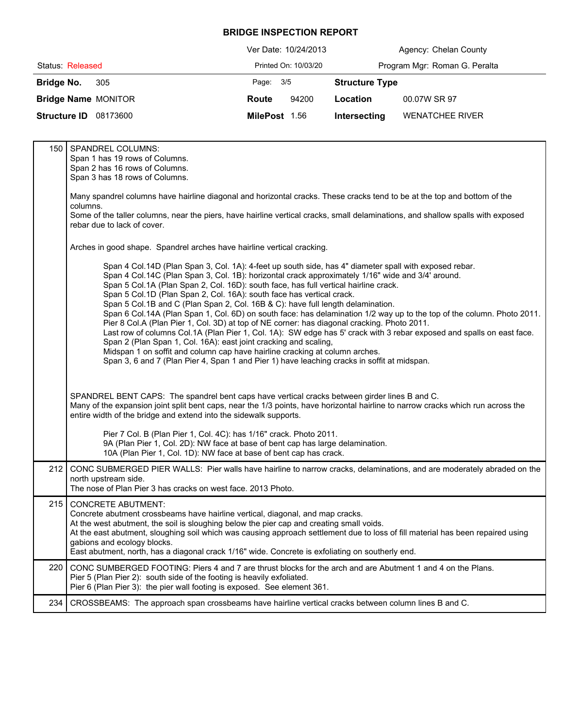# BRIDGE INSPECTION REPORT

| | | |
|---|---|---|
| | Ver Date: 10/24/2013 | Agency: Chelan County |
| Status: Released | Printed On: 10/03/20 | Program Mgr: Roman G. Peralta |

| | | | | | |
|---|---|---|---|---|---|
| **Bridge No.** | 305 | Page: 3/5 | | **Structure Type** | |
| **Bridge Name** | MONITOR | **Route** | 94200 | **Location** | 00.07W SR 97 |
| **Structure ID** | 08173600 | **MilePost** | 1.56 | **Intersecting** | WENATCHEE RIVER |

| | |
|---|---|
| 150 | SPANDREL COLUMNS:<br>Span 1 has 19 rows of Columns.<br>Span 2 has 16 rows of Columns.<br>Span 3 has 18 rows of Columns.<br><br>Many spandrel columns have hairline diagonal and horizontal cracks. These cracks tend to be at the top and bottom of the columns.<br>Some of the taller columns, near the piers, have hairline vertical cracks, small delaminations, and shallow spalls with exposed rebar due to lack of cover.<br><br>Arches in good shape. Spandrel arches have hairline vertical cracking.<br><br>Span 4 Col.14D (Plan Span 3, Col. 1A): 4-feet up south side, has 4" diameter spall with exposed rebar.<br>Span 4 Col.14C (Plan Span 3, Col. 1B): horizontal crack approximately 1/16" wide and 3/4' around.<br>Span 5 Col.1A (Plan Span 2, Col. 16D): south face, has full vertical hairline crack.<br>Span 5 Col.1D (Plan Span 2, Col. 16A): south face has vertical crack.<br>Span 5 Col.1B and C (Plan Span 2, Col. 16B & C): have full length delamination.<br>Span 6 Col.14A (Plan Span 1, Col. 6D) on south face: has delamination 1/2 way up to the top of the column. Photo 2011.<br>Pier 8 Col.A (Plan Pier 1, Col. 3D) at top of NE corner: has diagonal cracking. Photo 2011.<br>Last row of columns Col.1A (Plan Pier 1, Col. 1A): SW edge has 5' crack with 3 rebar exposed and spalls on east face.<br>Span 2 (Plan Span 1, Col. 16A): east joint cracking and scaling,<br>Midspan 1 on soffit and column cap have hairline cracking at column arches.<br>Span 3, 6 and 7 (Plan Pier 4, Span 1 and Pier 1) have leaching cracks in soffit at midspan.<br><br>SPANDREL BENT CAPS: The spandrel bent caps have vertical cracks between girder lines B and C.<br>Many of the expansion joint split bent caps, near the 1/3 points, have horizontal hairline to narrow cracks which run across the entire width of the bridge and extend into the sidewalk supports.<br><br>Pier 7 Col. B (Plan Pier 1, Col. 4C): has 1/16" crack. Photo 2011.<br>9A (Plan Pier 1, Col. 2D): NW face at base of bent cap has large delamination.<br>10A (Plan Pier 1, Col. 1D): NW face at base of bent cap has crack. |
| 212 | CONC SUBMERGED PIER WALLS: Pier walls have hairline to narrow cracks, delaminations, and are moderately abraded on the north upstream side.<br>The nose of Plan Pier 3 has cracks on west face. 2013 Photo. |
| 215 | CONCRETE ABUTMENT:<br>Concrete abutment crossbeams have hairline vertical, diagonal, and map cracks.<br>At the west abutment, the soil is sloughing below the pier cap and creating small voids.<br>At the east abutment, sloughing soil which was causing approach settlement due to loss of fill material has been repaired using gabions and ecology blocks.<br>East abutment, north, has a diagonal crack 1/16" wide. Concrete is exfoliating on southerly end. |
| 220 | CONC SUMBERGED FOOTING: Piers 4 and 7 are thrust blocks for the arch and are Abutment 1 and 4 on the Plans.<br>Pier 5 (Plan Pier 2): south side of the footing is heavily exfoliated.<br>Pier 6 (Plan Pier 3): the pier wall footing is exposed. See element 361. |
| 234 | CROSSBEAMS: The approach span crossbeams have hairline vertical cracks between column lines B and C. |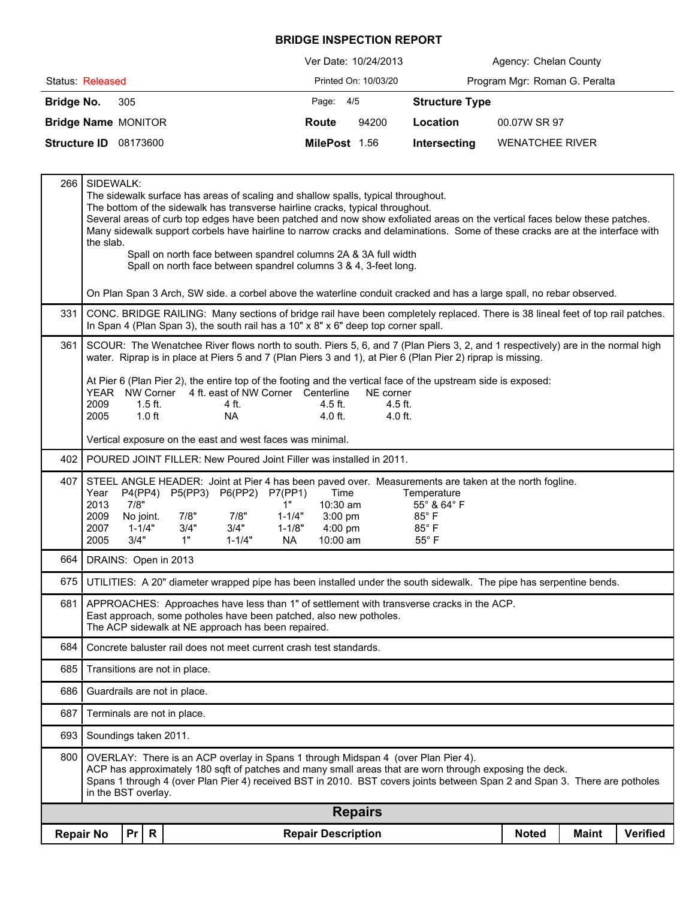# BRIDGE INSPECTION REPORT

| | | |
|---|---|---|
| | Ver Date: 10/24/2013 | Agency: Chelan County |
| Status: Released | Printed On: 10/03/20 | Program Mgr: Roman G. Peralta |

| | | | | | |
|---|---|---|---|---|---|
| **Bridge No.** 305 | | Page: 4/5 | | **Structure Type** | |
| **Bridge Name** MONITOR | | **Route** | 94200 | **Location** | 00.07W SR 97 |
| **Structure ID** 08173600 | | **MilePost** | 1.56 | **Intersecting** | WENATCHEE RIVER |

**266** SIDEWALK:
The sidewalk surface has areas of scaling and shallow spalls, typical throughout.
The bottom of the sidewalk has transverse hairline cracks, typical throughout.
Several areas of curb top edges have been patched and now show exfoliated areas on the vertical faces below these patches.
Many sidewalk support corbels have hairline to narrow cracks and delaminations. Some of these cracks are at the interface with the slab.
Spall on north face between spandrel columns 2A & 3A full width
Spall on north face between spandrel columns 3 & 4, 3-feet long.

On Plan Span 3 Arch, SW side. a corbel above the waterline conduit cracked and has a large spall, no rebar observed.

**331** CONC. BRIDGE RAILING: Many sections of bridge rail have been completely replaced. There is 38 lineal feet of top rail patches. In Span 4 (Plan Span 3), the south rail has a 10" x 8" x 6" deep top corner spall.

**361** SCOUR: The Wenatchee River flows north to south. Piers 5, 6, and 7 (Plan Piers 3, 2, and 1 respectively) are in the normal high water. Riprap is in place at Piers 5 and 7 (Plan Piers 3 and 1), at Pier 6 (Plan Pier 2) riprap is missing.

At Pier 6 (Plan Pier 2), the entire top of the footing and the vertical face of the upstream side is exposed:

| YEAR | NW Corner | 4 ft. east of NW Corner | Centerline | NE corner |
|---|---|---|---|---|
| 2009 | 1.5 ft. | 4 ft. | 4.5 ft. | 4.5 ft. |
| 2005 | 1.0 ft | NA | 4.0 ft. | 4.0 ft. |

Vertical exposure on the east and west faces was minimal.

**402** POURED JOINT FILLER: New Poured Joint Filler was installed in 2011.

**407** STEEL ANGLE HEADER: Joint at Pier 4 has been paved over. Measurements are taken at the north fogline.

| Year | P4(PP4) | P5(PP3) | P6(PP2) | P7(PP1) | Time | Temperature |
|---|---|---|---|---|---|---|
| 2013 | 7/8" | | | 1" | 10:30 am | 55° & 64° F |
| 2009 | No joint. | 7/8" | 7/8" | 1-1/4" | 3:00 pm | 85° F |
| 2007 | 1-1/4" | 3/4" | 3/4" | 1-1/8" | 4:00 pm | 85° F |
| 2005 | 3/4" | 1" | 1-1/4" | NA | 10:00 am | 55° F |

**664** DRAINS: Open in 2013

**675** UTILITIES: A 20" diameter wrapped pipe has been installed under the south sidewalk. The pipe has serpentine bends.

**681** APPROACHES: Approaches have less than 1" of settlement with transverse cracks in the ACP.
East approach, some potholes have been patched, also new potholes.
The ACP sidewalk at NE approach has been repaired.

**684** Concrete baluster rail does not meet current crash test standards.

**685** Transitions are not in place.

**686** Guardrails are not in place.

**687** Terminals are not in place.

**693** Soundings taken 2011.

**800** OVERLAY: There is an ACP overlay in Spans 1 through Midspan 4 (over Plan Pier 4).
ACP has approximately 180 sqft of patches and many small areas that are worn through exposing the deck.
Spans 1 through 4 (over Plan Pier 4) received BST in 2010. BST covers joints between Span 2 and Span 3. There are potholes in the BST overlay.

## Repairs

| Repair No | Pr | R | Repair Description | Noted | Maint | Verified |
|---|---|---|---|---|---|---|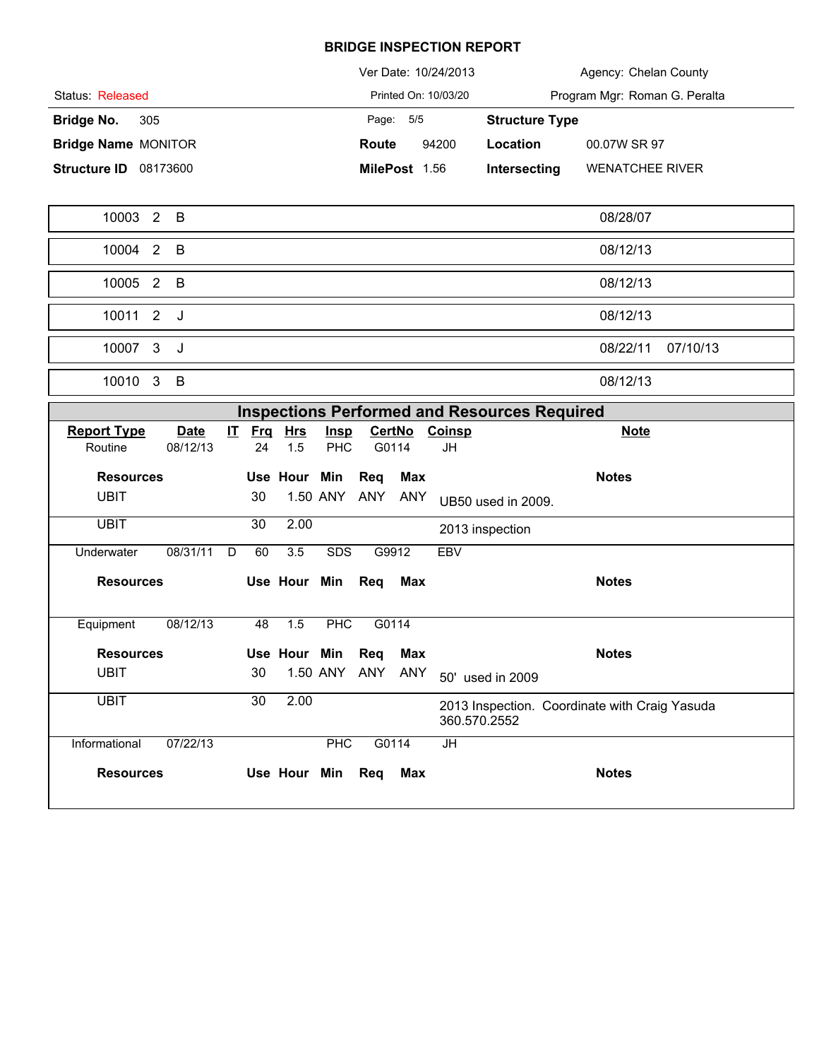**BRIDGE INSPECTION REPORT**

| | | |
|---|---|---|
| Status: Released | Ver Date: 10/24/2013 | Agency: Chelan County |
| | Printed On: 10/03/20 | Program Mgr: Roman G. Peralta |

| | | | | | |
|---|---|---|---|---|---|
| **Bridge No.** | 305 | Page: | 5/5 | **Structure Type** | |
| **Bridge Name** | MONITOR | **Route** | 94200 | **Location** | 00.07W SR 97 |
| **Structure ID** | 08173600 | **MilePost** | 1.56 | **Intersecting** | WENATCHEE RIVER |

| | | | | |
|---|---|---|---|---|
| 10003 | 2 | B | 08/28/07 | |
| 10004 | 2 | B | 08/12/13 | |
| 10005 | 2 | B | 08/12/13 | |
| 10011 | 2 | J | 08/12/13 | |
| 10007 | 3 | J | 08/22/11 | 07/10/13 |
| 10010 | 3 | B | 08/12/13 | |

## Inspections Performed and Resources Required

| Report Type | Date | IT | Frq | Hrs | Insp | CertNo | Coinsp | Note |
|---|---|---|---|---|---|---|---|---|
| Routine | 08/12/13 | | 24 | 1.5 | PHC | G0114 | JH | |
| Underwater | 08/31/11 | D | 60 | 3.5 | SDS | G9912 | EBV | |
| Equipment | 08/12/13 | | 48 | 1.5 | PHC | G0114 | | |
| Informational | 07/22/13 | | | | PHC | G0114 | JH | |

**Routine 08/12/13 — Resources**

| Resources | Use | Hour | Min | Req | Max | Notes |
|---|---|---|---|---|---|---|
| UBIT | 30 | 1.50 | ANY | ANY | ANY | UB50 used in 2009. |
| UBIT | 30 | 2.00 | | | | 2013 inspection |

**Underwater 08/31/11 — Resources**

| Resources | Use | Hour | Min | Req | Max | Notes |
|---|---|---|---|---|---|---|

**Equipment 08/12/13 — Resources**

| Resources | Use | Hour | Min | Req | Max | Notes |
|---|---|---|---|---|---|---|
| UBIT | 30 | 1.50 | ANY | ANY | ANY | 50' used in 2009 |
| UBIT | 30 | 2.00 | | | | 2013 Inspection. Coordinate with Craig Yasuda 360.570.2552 |

**Informational 07/22/13 — Resources**

| Resources | Use | Hour | Min | Req | Max | Notes |
|---|---|---|---|---|---|---|